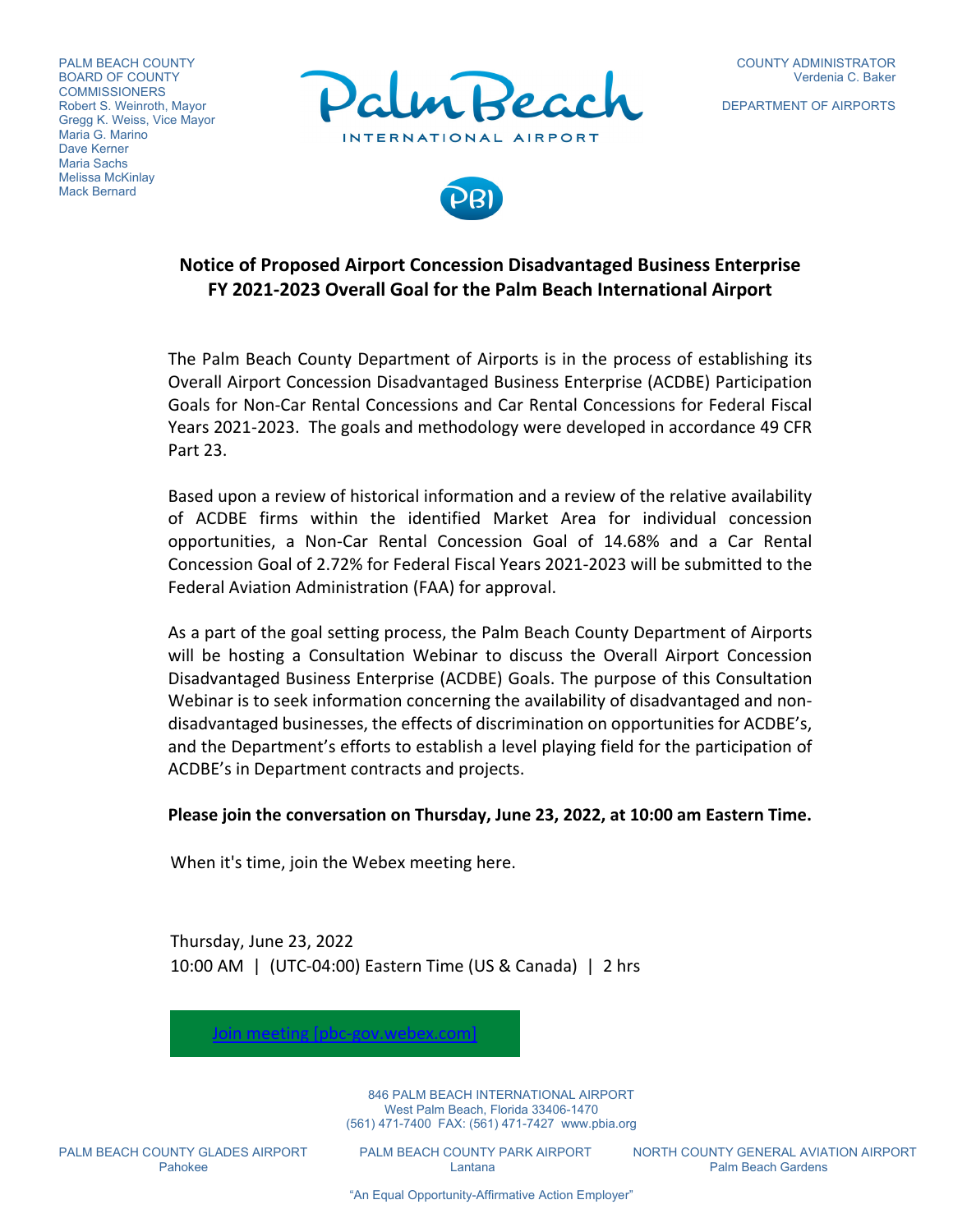PALM BEACH COUNTY
BOARD OF COUNTY COMMISSIONERS
Robert S. Weinroth, Mayor
Gregg K. Weiss, Vice Mayor
Maria G. Marino
Dave Kerner
Maria Sachs
Melissa McKinlay
Mack Bernard

Palm Beach
INTERNATIONAL AIRPORT

PBI

COUNTY ADMINISTRATOR
Verdenia C. Baker

DEPARTMENT OF AIRPORTS

## Notice of Proposed Airport Concession Disadvantaged Business Enterprise FY 2021-2023 Overall Goal for the Palm Beach International Airport

The Palm Beach County Department of Airports is in the process of establishing its Overall Airport Concession Disadvantaged Business Enterprise (ACDBE) Participation Goals for Non-Car Rental Concessions and Car Rental Concessions for Federal Fiscal Years 2021-2023. The goals and methodology were developed in accordance 49 CFR Part 23.

Based upon a review of historical information and a review of the relative availability of ACDBE firms within the identified Market Area for individual concession opportunities, a Non-Car Rental Concession Goal of 14.68% and a Car Rental Concession Goal of 2.72% for Federal Fiscal Years 2021-2023 will be submitted to the Federal Aviation Administration (FAA) for approval.

As a part of the goal setting process, the Palm Beach County Department of Airports will be hosting a Consultation Webinar to discuss the Overall Airport Concession Disadvantaged Business Enterprise (ACDBE) Goals. The purpose of this Consultation Webinar is to seek information concerning the availability of disadvantaged and non-disadvantaged businesses, the effects of discrimination on opportunities for ACDBE's, and the Department's efforts to establish a level playing field for the participation of ACDBE's in Department contracts and projects.

**Please join the conversation on Thursday, June 23, 2022, at 10:00 am Eastern Time.**

When it's time, join the Webex meeting here.

Thursday, June 23, 2022
10:00 AM | (UTC-04:00) Eastern Time (US & Canada) | 2 hrs

Join meeting [pbc-gov.webex.com]

846 PALM BEACH INTERNATIONAL AIRPORT
West Palm Beach, Florida 33406-1470
(561) 471-7400 FAX: (561) 471-7427 www.pbia.org

PALM BEACH COUNTY GLADES AIRPORT
Pahokee

PALM BEACH COUNTY PARK AIRPORT
Lantana

NORTH COUNTY GENERAL AVIATION AIRPORT
Palm Beach Gardens

"An Equal Opportunity-Affirmative Action Employer"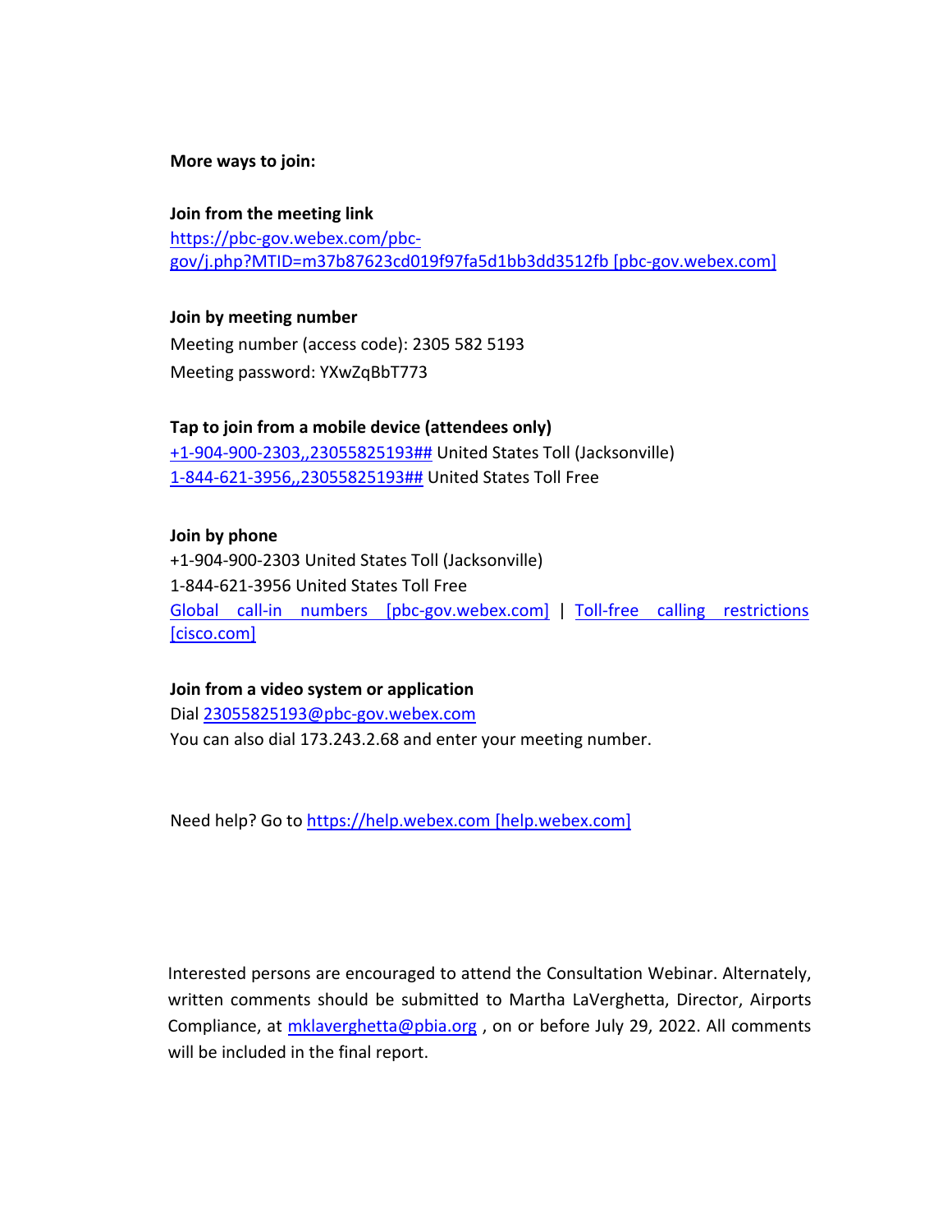**More ways to join:**

**Join from the meeting link**

https://pbc-gov.webex.com/pbc-gov/j.php?MTID=m37b87623cd019f97fa5d1bb3dd3512fb [pbc-gov.webex.com]

**Join by meeting number**

Meeting number (access code): 2305 582 5193

Meeting password: YXwZqBbT773

**Tap to join from a mobile device (attendees only)**

+1-904-900-2303,,23055825193## United States Toll (Jacksonville)

1-844-621-3956,,23055825193## United States Toll Free

**Join by phone**

+1-904-900-2303 United States Toll (Jacksonville)

1-844-621-3956 United States Toll Free

Global call-in numbers [pbc-gov.webex.com] | Toll-free calling restrictions [cisco.com]

**Join from a video system or application**

Dial 23055825193@pbc-gov.webex.com

You can also dial 173.243.2.68 and enter your meeting number.

Need help? Go to https://help.webex.com [help.webex.com]

Interested persons are encouraged to attend the Consultation Webinar. Alternately, written comments should be submitted to Martha LaVerghetta, Director, Airports Compliance, at mklaverghetta@pbia.org , on or before July 29, 2022. All comments will be included in the final report.